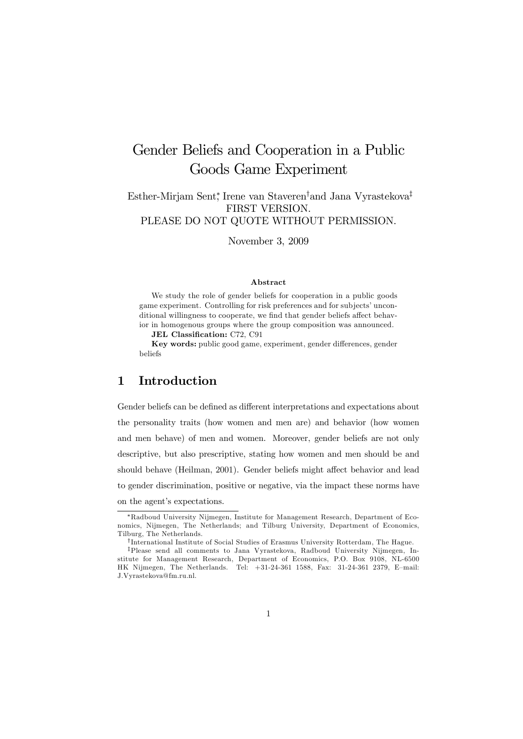# Gender Beliefs and Cooperation in a Public Goods Game Experiment

Esther-Mirjam Sent[*], Irene van Staveren[†] and Jana Vyrastekova[‡]

FIRST VERSION.

PLEASE DO NOT QUOTE WITHOUT PERMISSION.

November 3, 2009

**Abstract**

We study the role of gender beliefs for cooperation in a public goods game experiment. Controlling for risk preferences and for subjects' unconditional willingness to cooperate, we find that gender beliefs affect behavior in homogenous groups where the group composition was announced.

**JEL Classification:** C72, C91

**Key words:** public good game, experiment, gender differences, gender beliefs

## 1 Introduction

Gender beliefs can be defined as different interpretations and expectations about the personality traits (how women and men are) and behavior (how women and men behave) of men and women. Moreover, gender beliefs are not only descriptive, but also prescriptive, stating how women and men should be and should behave (Heilman, 2001). Gender beliefs might affect behavior and lead to gender discrimination, positive or negative, via the impact these norms have on the agent's expectations.

---

[*] Radboud University Nijmegen, Institute for Management Research, Department of Economics, Nijmegen, The Netherlands; and Tilburg University, Department of Economics, Tilburg, The Netherlands.

[†] International Institute of Social Studies of Erasmus University Rotterdam, The Hague.

[‡] Please send all comments to Jana Vyrastekova, Radboud University Nijmegen, Institute for Management Research, Department of Economics, P.O. Box 9108, NL-6500 HK Nijmegen, The Netherlands. Tel: +31-24-361 1588, Fax: 31-24-361 2379, E–mail: J.Vyrastekova@fm.ru.nl.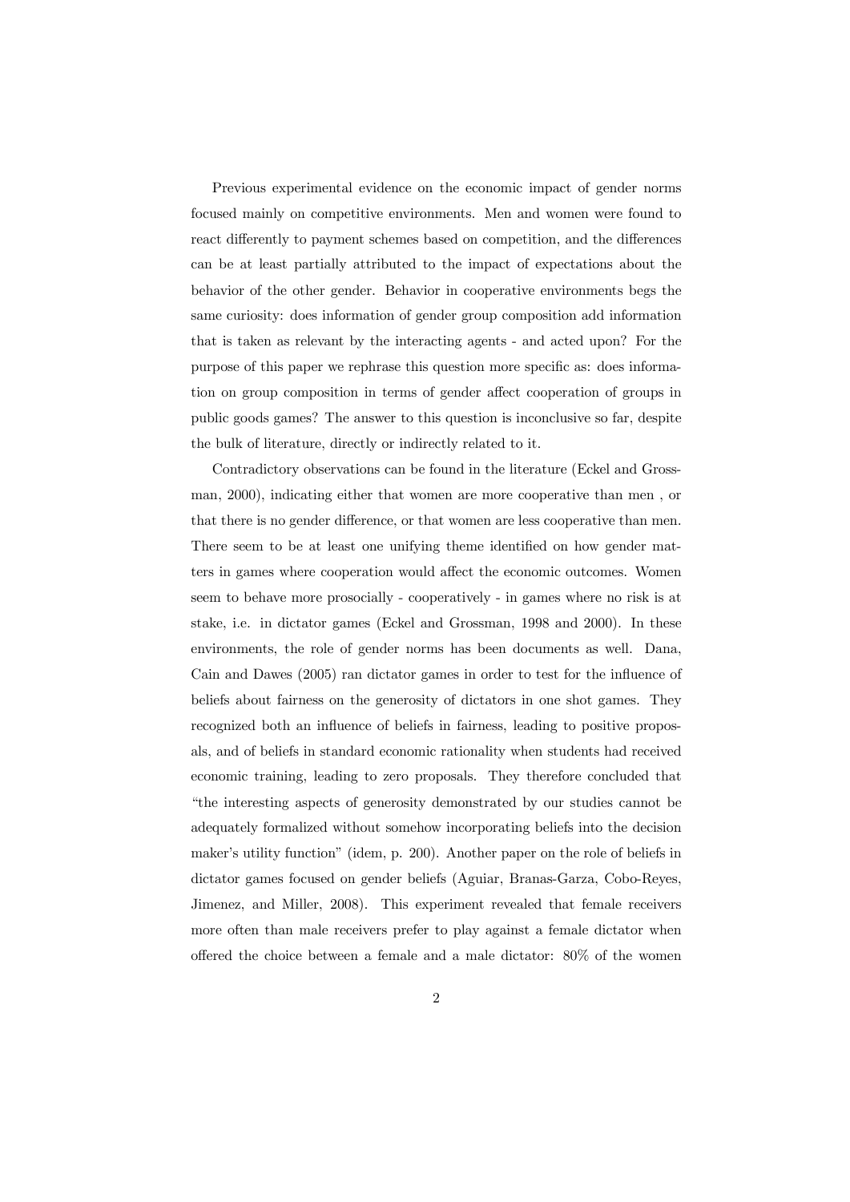Previous experimental evidence on the economic impact of gender norms focused mainly on competitive environments. Men and women were found to react differently to payment schemes based on competition, and the differences can be at least partially attributed to the impact of expectations about the behavior of the other gender. Behavior in cooperative environments begs the same curiosity: does information of gender group composition add information that is taken as relevant by the interacting agents - and acted upon? For the purpose of this paper we rephrase this question more specific as: does information on group composition in terms of gender affect cooperation of groups in public goods games? The answer to this question is inconclusive so far, despite the bulk of literature, directly or indirectly related to it.

Contradictory observations can be found in the literature (Eckel and Grossman, 2000), indicating either that women are more cooperative than men , or that there is no gender difference, or that women are less cooperative than men. There seem to be at least one unifying theme identified on how gender matters in games where cooperation would affect the economic outcomes. Women seem to behave more prosocially - cooperatively - in games where no risk is at stake, i.e. in dictator games (Eckel and Grossman, 1998 and 2000). In these environments, the role of gender norms has been documents as well. Dana, Cain and Dawes (2005) ran dictator games in order to test for the influence of beliefs about fairness on the generosity of dictators in one shot games. They recognized both an influence of beliefs in fairness, leading to positive proposals, and of beliefs in standard economic rationality when students had received economic training, leading to zero proposals. They therefore concluded that "the interesting aspects of generosity demonstrated by our studies cannot be adequately formalized without somehow incorporating beliefs into the decision maker's utility function" (idem, p. 200). Another paper on the role of beliefs in dictator games focused on gender beliefs (Aguiar, Branas-Garza, Cobo-Reyes, Jimenez, and Miller, 2008). This experiment revealed that female receivers more often than male receivers prefer to play against a female dictator when offered the choice between a female and a male dictator: 80% of the women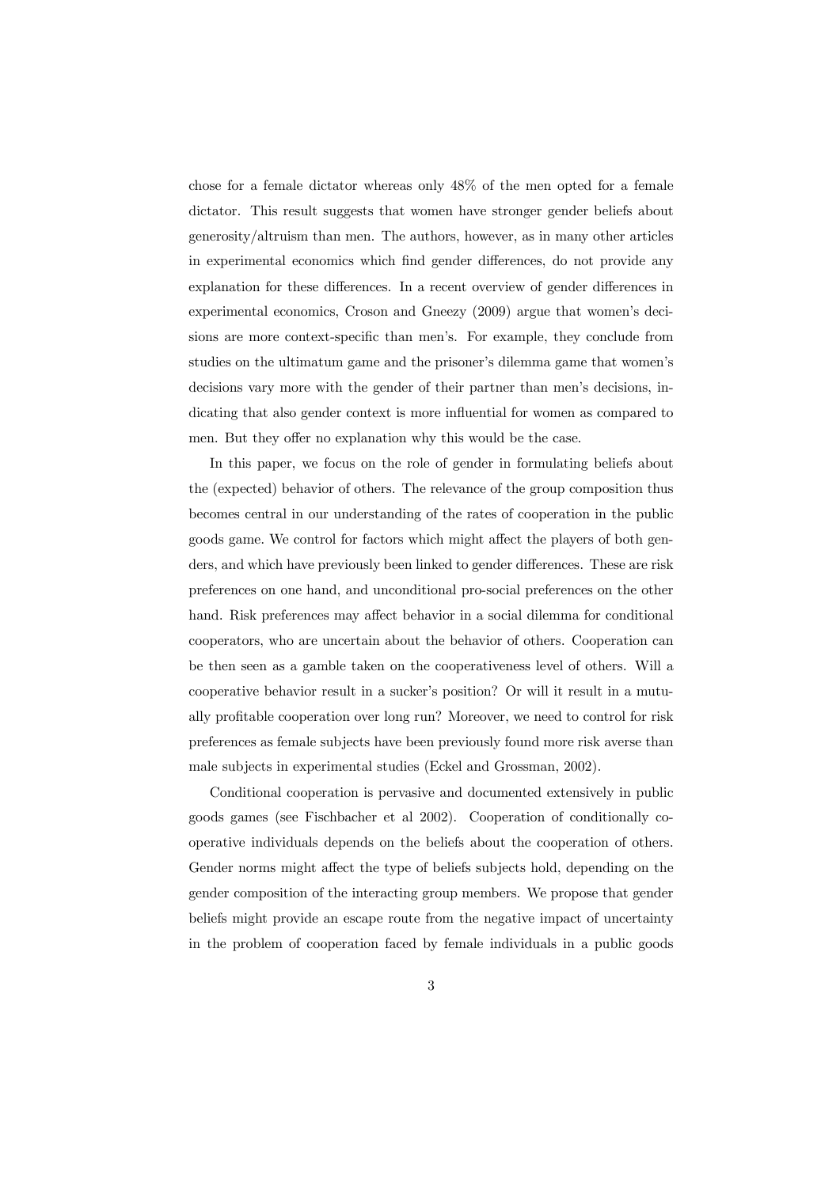chose for a female dictator whereas only 48% of the men opted for a female dictator. This result suggests that women have stronger gender beliefs about generosity/altruism than men. The authors, however, as in many other articles in experimental economics which find gender differences, do not provide any explanation for these differences. In a recent overview of gender differences in experimental economics, Croson and Gneezy (2009) argue that women's decisions are more context-specific than men's. For example, they conclude from studies on the ultimatum game and the prisoner's dilemma game that women's decisions vary more with the gender of their partner than men's decisions, indicating that also gender context is more influential for women as compared to men. But they offer no explanation why this would be the case.

In this paper, we focus on the role of gender in formulating beliefs about the (expected) behavior of others. The relevance of the group composition thus becomes central in our understanding of the rates of cooperation in the public goods game. We control for factors which might affect the players of both genders, and which have previously been linked to gender differences. These are risk preferences on one hand, and unconditional pro-social preferences on the other hand. Risk preferences may affect behavior in a social dilemma for conditional cooperators, who are uncertain about the behavior of others. Cooperation can be then seen as a gamble taken on the cooperativeness level of others. Will a cooperative behavior result in a sucker's position? Or will it result in a mutually profitable cooperation over long run? Moreover, we need to control for risk preferences as female subjects have been previously found more risk averse than male subjects in experimental studies (Eckel and Grossman, 2002).

Conditional cooperation is pervasive and documented extensively in public goods games (see Fischbacher et al 2002). Cooperation of conditionally cooperative individuals depends on the beliefs about the cooperation of others. Gender norms might affect the type of beliefs subjects hold, depending on the gender composition of the interacting group members. We propose that gender beliefs might provide an escape route from the negative impact of uncertainty in the problem of cooperation faced by female individuals in a public goods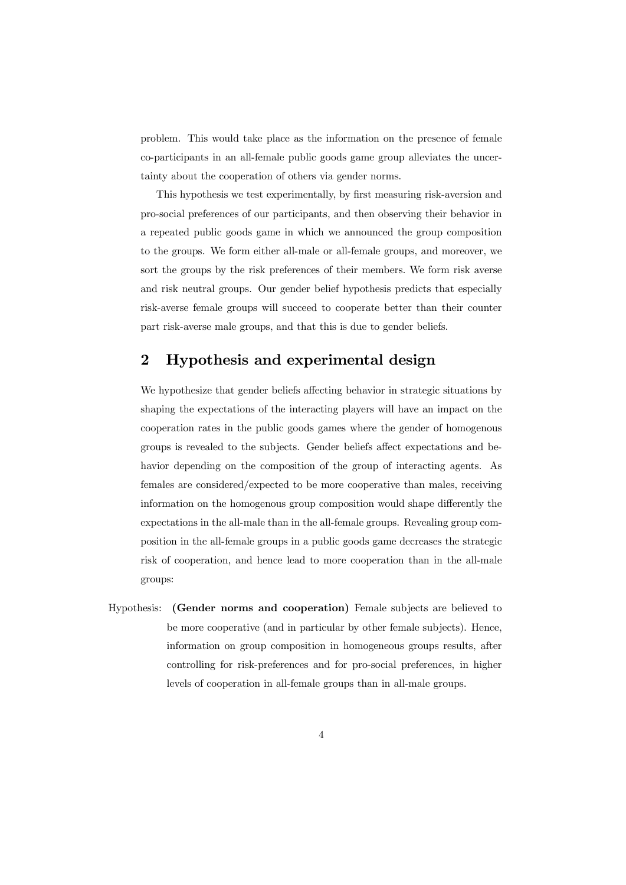problem. This would take place as the information on the presence of female co-participants in an all-female public goods game group alleviates the uncertainty about the cooperation of others via gender norms.

This hypothesis we test experimentally, by first measuring risk-aversion and pro-social preferences of our participants, and then observing their behavior in a repeated public goods game in which we announced the group composition to the groups. We form either all-male or all-female groups, and moreover, we sort the groups by the risk preferences of their members. We form risk averse and risk neutral groups. Our gender belief hypothesis predicts that especially risk-averse female groups will succeed to cooperate better than their counter part risk-averse male groups, and that this is due to gender beliefs.

## 2 Hypothesis and experimental design

We hypothesize that gender beliefs affecting behavior in strategic situations by shaping the expectations of the interacting players will have an impact on the cooperation rates in the public goods games where the gender of homogenous groups is revealed to the subjects. Gender beliefs affect expectations and behavior depending on the composition of the group of interacting agents. As females are considered/expected to be more cooperative than males, receiving information on the homogenous group composition would shape differently the expectations in the all-male than in the all-female groups. Revealing group composition in the all-female groups in a public goods game decreases the strategic risk of cooperation, and hence lead to more cooperation than in the all-male groups:

Hypothesis: **(Gender norms and cooperation)** Female subjects are believed to be more cooperative (and in particular by other female subjects). Hence, information on group composition in homogeneous groups results, after controlling for risk-preferences and for pro-social preferences, in higher levels of cooperation in all-female groups than in all-male groups.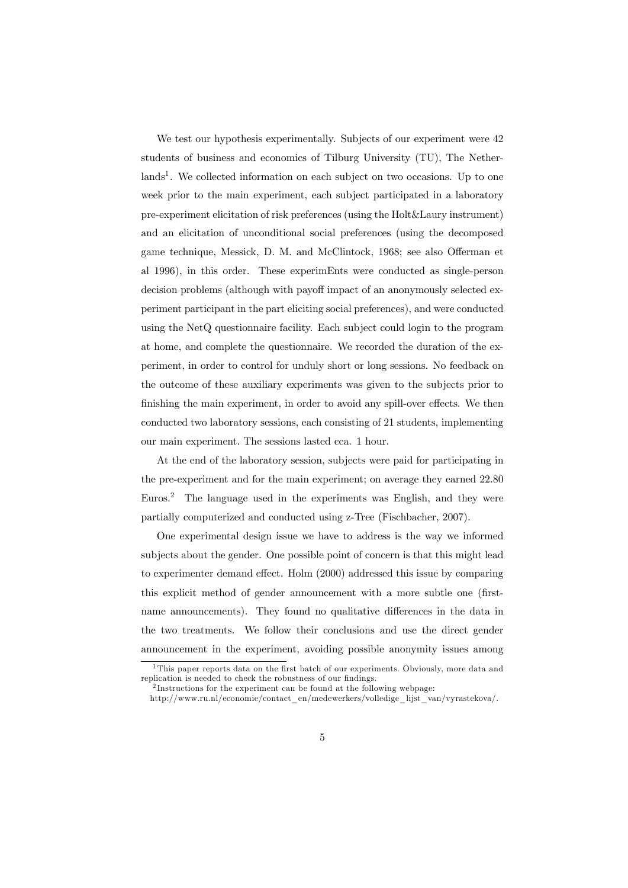We test our hypothesis experimentally. Subjects of our experiment were 42 students of business and economics of Tilburg University (TU), The Netherlands[1]. We collected information on each subject on two occasions. Up to one week prior to the main experiment, each subject participated in a laboratory pre-experiment elicitation of risk preferences (using the Holt&Laury instrument) and an elicitation of unconditional social preferences (using the decomposed game technique, Messick, D. M. and McClintock, 1968; see also Offerman et al 1996), in this order. These experimEnts were conducted as single-person decision problems (although with payoff impact of an anonymously selected experiment participant in the part eliciting social preferences), and were conducted using the NetQ questionnaire facility. Each subject could login to the program at home, and complete the questionnaire. We recorded the duration of the experiment, in order to control for unduly short or long sessions. No feedback on the outcome of these auxiliary experiments was given to the subjects prior to finishing the main experiment, in order to avoid any spill-over effects. We then conducted two laboratory sessions, each consisting of 21 students, implementing our main experiment. The sessions lasted cca. 1 hour.

At the end of the laboratory session, subjects were paid for participating in the pre-experiment and for the main experiment; on average they earned 22.80 Euros.[2] The language used in the experiments was English, and they were partially computerized and conducted using z-Tree (Fischbacher, 2007).

One experimental design issue we have to address is the way we informed subjects about the gender. One possible point of concern is that this might lead to experimenter demand effect. Holm (2000) addressed this issue by comparing this explicit method of gender announcement with a more subtle one (first-name announcements). They found no qualitative differences in the data in the two treatments. We follow their conclusions and use the direct gender announcement in the experiment, avoiding possible anonymity issues among

[1] This paper reports data on the first batch of our experiments. Obviously, more data and replication is needed to check the robustness of our findings.

[2] Instructions for the experiment can be found at the following webpage: http://www.ru.nl/economie/contact_en/medewerkers/volledige_lijst_van/vyrastekova/.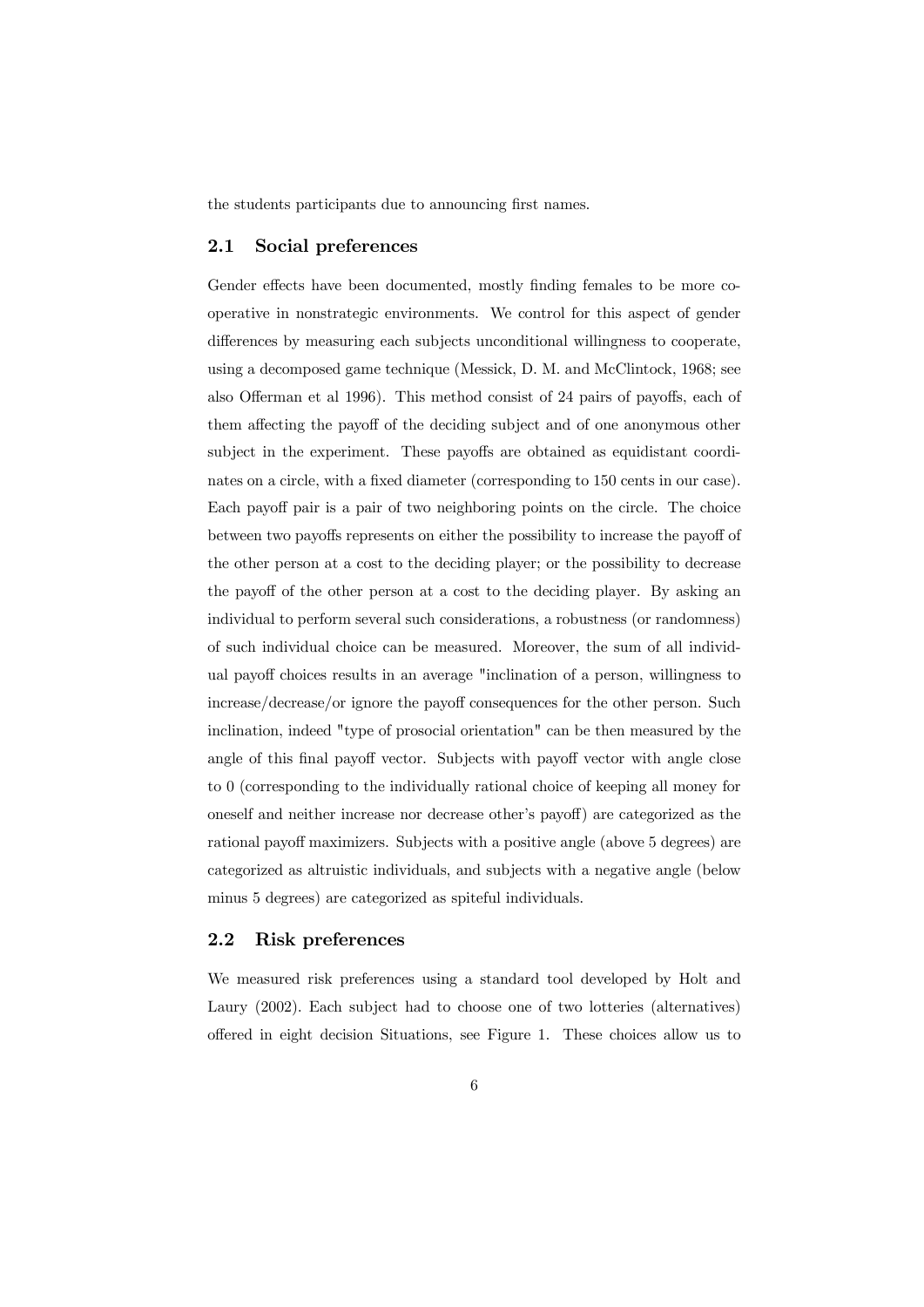the students participants due to announcing first names.

## 2.1 Social preferences

Gender effects have been documented, mostly finding females to be more cooperative in nonstrategic environments. We control for this aspect of gender differences by measuring each subjects unconditional willingness to cooperate, using a decomposed game technique (Messick, D. M. and McClintock, 1968; see also Offerman et al 1996). This method consist of 24 pairs of payoffs, each of them affecting the payoff of the deciding subject and of one anonymous other subject in the experiment. These payoffs are obtained as equidistant coordinates on a circle, with a fixed diameter (corresponding to 150 cents in our case). Each payoff pair is a pair of two neighboring points on the circle. The choice between two payoffs represents on either the possibility to increase the payoff of the other person at a cost to the deciding player; or the possibility to decrease the payoff of the other person at a cost to the deciding player. By asking an individual to perform several such considerations, a robustness (or randomness) of such individual choice can be measured. Moreover, the sum of all individual payoff choices results in an average "inclination of a person, willingness to increase/decrease/or ignore the payoff consequences for the other person. Such inclination, indeed "type of prosocial orientation" can be then measured by the angle of this final payoff vector. Subjects with payoff vector with angle close to 0 (corresponding to the individually rational choice of keeping all money for oneself and neither increase nor decrease other's payoff) are categorized as the rational payoff maximizers. Subjects with a positive angle (above 5 degrees) are categorized as altruistic individuals, and subjects with a negative angle (below minus 5 degrees) are categorized as spiteful individuals.

## 2.2 Risk preferences

We measured risk preferences using a standard tool developed by Holt and Laury (2002). Each subject had to choose one of two lotteries (alternatives) offered in eight decision Situations, see Figure 1. These choices allow us to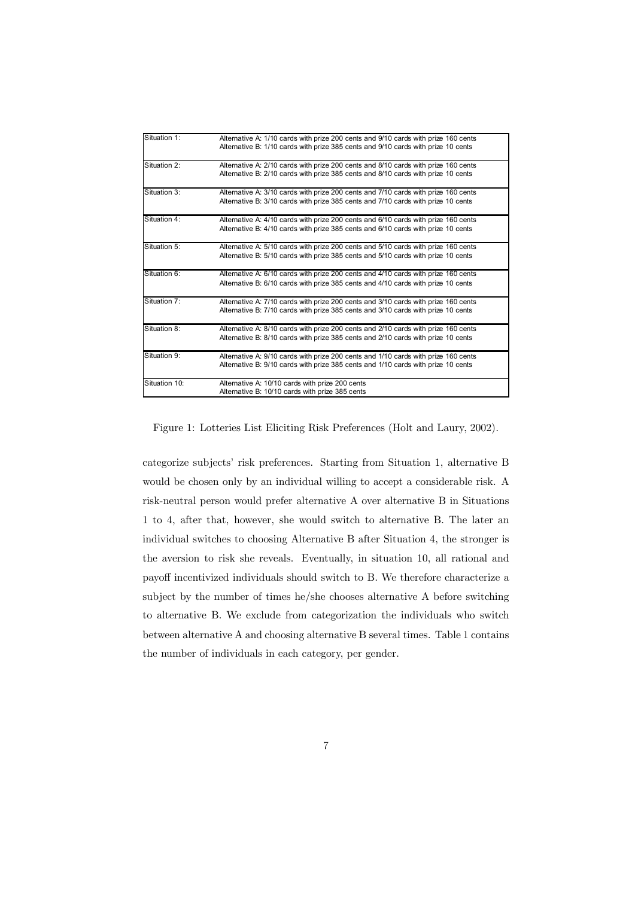| Situation | Alternatives |
| --- | --- |
| Situation 1: | Alternative A: 1/10 cards with prize 200 cents and 9/10 cards with prize 160 cents<br>Alternative B: 1/10 cards with prize 385 cents and 9/10 cards with prize 10 cents |
| Situation 2: | Alternative A: 2/10 cards with prize 200 cents and 8/10 cards with prize 160 cents<br>Alternative B: 2/10 cards with prize 385 cents and 8/10 cards with prize 10 cents |
| Situation 3: | Alternative A: 3/10 cards with prize 200 cents and 7/10 cards with prize 160 cents<br>Alternative B: 3/10 cards with prize 385 cents and 7/10 cards with prize 10 cents |
| Situation 4: | Alternative A: 4/10 cards with prize 200 cents and 6/10 cards with prize 160 cents<br>Alternative B: 4/10 cards with prize 385 cents and 6/10 cards with prize 10 cents |
| Situation 5: | Alternative A: 5/10 cards with prize 200 cents and 5/10 cards with prize 160 cents<br>Alternative B: 5/10 cards with prize 385 cents and 5/10 cards with prize 10 cents |
| Situation 6: | Alternative A: 6/10 cards with prize 200 cents and 4/10 cards with prize 160 cents<br>Alternative B: 6/10 cards with prize 385 cents and 4/10 cards with prize 10 cents |
| Situation 7: | Alternative A: 7/10 cards with prize 200 cents and 3/10 cards with prize 160 cents<br>Alternative B: 7/10 cards with prize 385 cents and 3/10 cards with prize 10 cents |
| Situation 8: | Alternative A: 8/10 cards with prize 200 cents and 2/10 cards with prize 160 cents<br>Alternative B: 8/10 cards with prize 385 cents and 2/10 cards with prize 10 cents |
| Situation 9: | Alternative A: 9/10 cards with prize 200 cents and 1/10 cards with prize 160 cents<br>Alternative B: 9/10 cards with prize 385 cents and 1/10 cards with prize 10 cents |
| Situation 10: | Alternative A: 10/10 cards with prize 200 cents<br>Alternative B: 10/10 cards with prize 385 cents |

Figure 1: Lotteries List Eliciting Risk Preferences (Holt and Laury, 2002).

categorize subjects' risk preferences. Starting from Situation 1, alternative B would be chosen only by an individual willing to accept a considerable risk. A risk-neutral person would prefer alternative A over alternative B in Situations 1 to 4, after that, however, she would switch to alternative B. The later an individual switches to choosing Alternative B after Situation 4, the stronger is the aversion to risk she reveals. Eventually, in situation 10, all rational and payoff incentivized individuals should switch to B. We therefore characterize a subject by the number of times he/she chooses alternative A before switching to alternative B. We exclude from categorization the individuals who switch between alternative A and choosing alternative B several times. Table 1 contains the number of individuals in each category, per gender.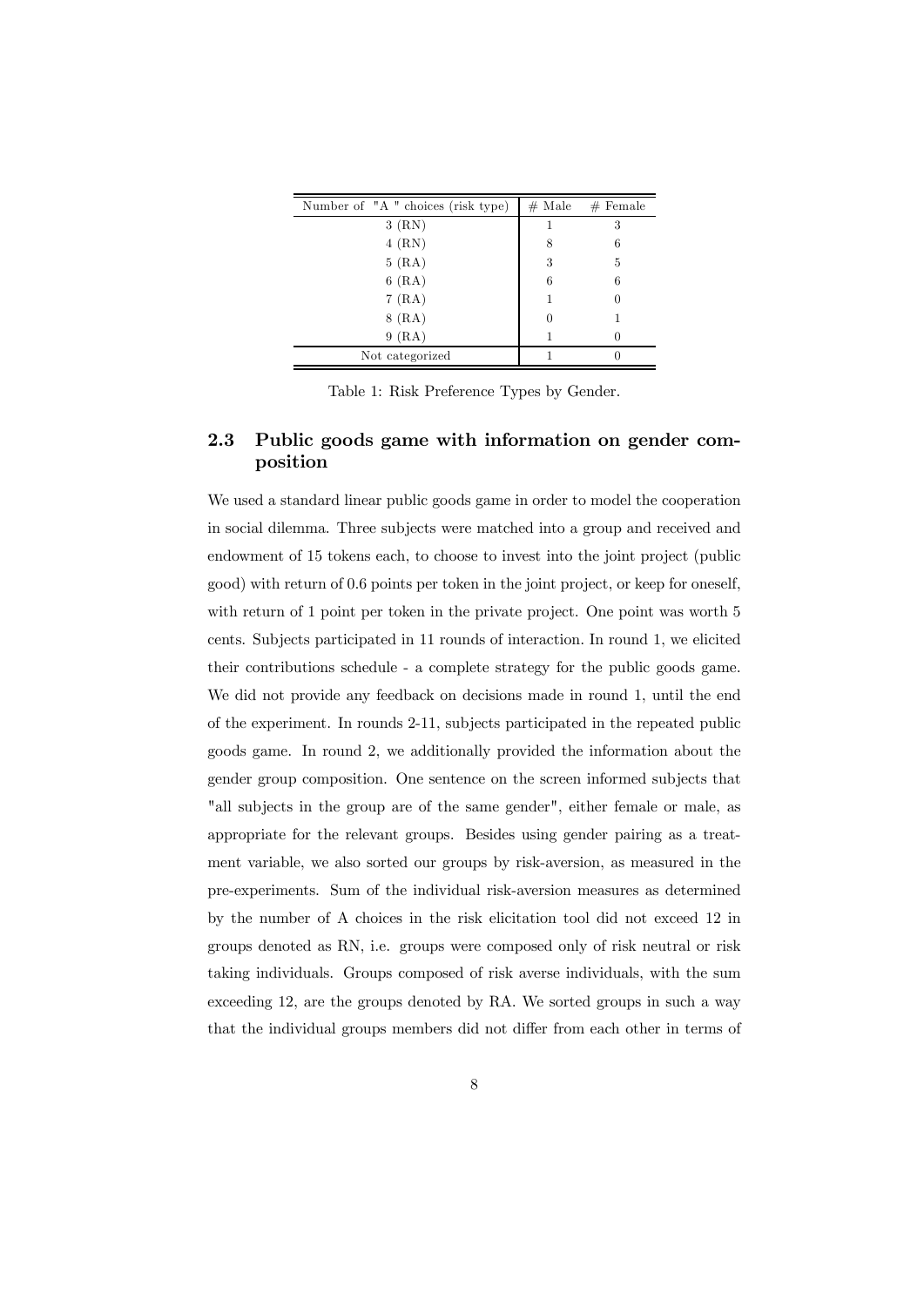| Number of "A " choices (risk type) | # Male | # Female |
|---|---|---|
| 3 (RN) | 1 | 3 |
| 4 (RN) | 8 | 6 |
| 5 (RA) | 3 | 5 |
| 6 (RA) | 6 | 6 |
| 7 (RA) | 1 | 0 |
| 8 (RA) | 0 | 1 |
| 9 (RA) | 1 | 0 |
| Not categorized | 1 | 0 |

Table 1: Risk Preference Types by Gender.

## 2.3 Public goods game with information on gender composition

We used a standard linear public goods game in order to model the cooperation in social dilemma. Three subjects were matched into a group and received and endowment of 15 tokens each, to choose to invest into the joint project (public good) with return of 0.6 points per token in the joint project, or keep for oneself, with return of 1 point per token in the private project. One point was worth 5 cents. Subjects participated in 11 rounds of interaction. In round 1, we elicited their contributions schedule - a complete strategy for the public goods game. We did not provide any feedback on decisions made in round 1, until the end of the experiment. In rounds 2-11, subjects participated in the repeated public goods game. In round 2, we additionally provided the information about the gender group composition. One sentence on the screen informed subjects that "all subjects in the group are of the same gender", either female or male, as appropriate for the relevant groups. Besides using gender pairing as a treatment variable, we also sorted our groups by risk-aversion, as measured in the pre-experiments. Sum of the individual risk-aversion measures as determined by the number of A choices in the risk elicitation tool did not exceed 12 in groups denoted as RN, i.e. groups were composed only of risk neutral or risk taking individuals. Groups composed of risk averse individuals, with the sum exceeding 12, are the groups denoted by RA. We sorted groups in such a way that the individual groups members did not differ from each other in terms of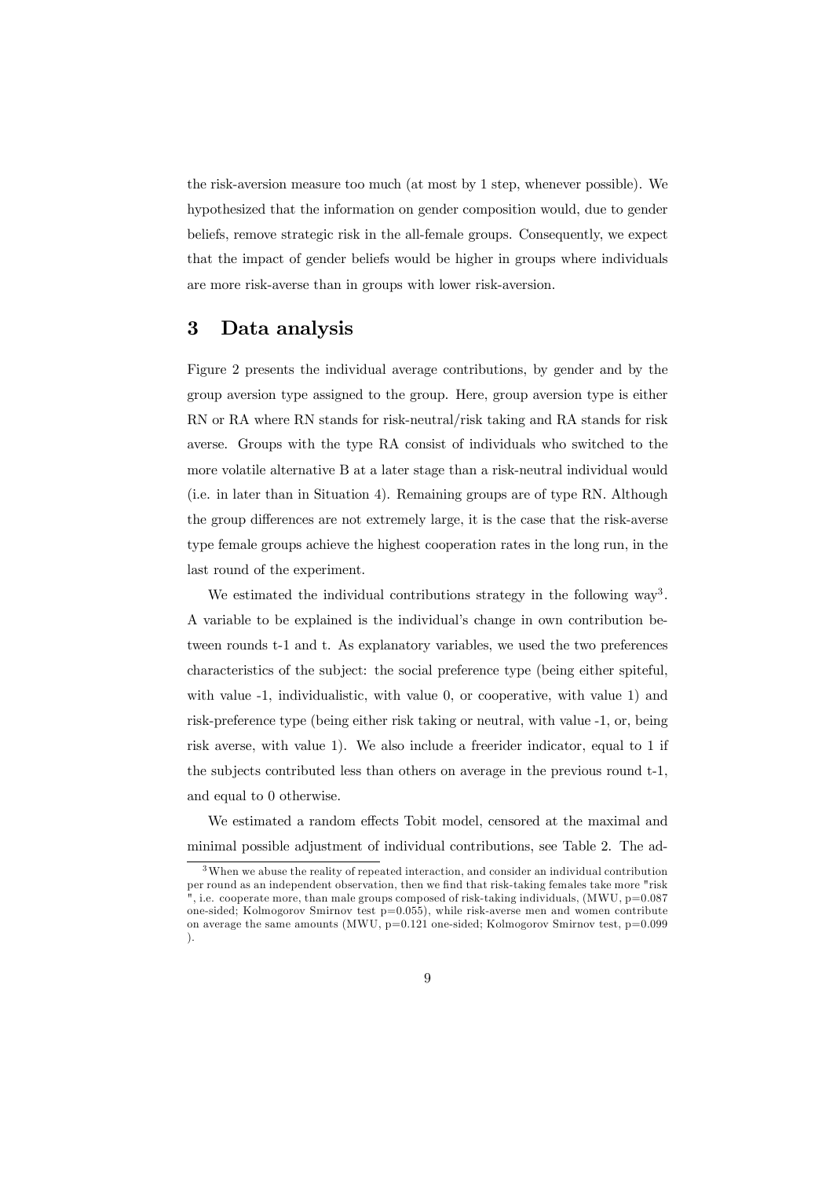the risk-aversion measure too much (at most by 1 step, whenever possible). We hypothesized that the information on gender composition would, due to gender beliefs, remove strategic risk in the all-female groups. Consequently, we expect that the impact of gender beliefs would be higher in groups where individuals are more risk-averse than in groups with lower risk-aversion.

# 3 Data analysis

Figure 2 presents the individual average contributions, by gender and by the group aversion type assigned to the group. Here, group aversion type is either RN or RA where RN stands for risk-neutral/risk taking and RA stands for risk averse. Groups with the type RA consist of individuals who switched to the more volatile alternative B at a later stage than a risk-neutral individual would (i.e. in later than in Situation 4). Remaining groups are of type RN. Although the group differences are not extremely large, it is the case that the risk-averse type female groups achieve the highest cooperation rates in the long run, in the last round of the experiment.

We estimated the individual contributions strategy in the following way[3]. A variable to be explained is the individual's change in own contribution between rounds t-1 and t. As explanatory variables, we used the two preferences characteristics of the subject: the social preference type (being either spiteful, with value -1, individualistic, with value 0, or cooperative, with value 1) and risk-preference type (being either risk taking or neutral, with value -1, or, being risk averse, with value 1). We also include a freerider indicator, equal to 1 if the subjects contributed less than others on average in the previous round t-1, and equal to 0 otherwise.

We estimated a random effects Tobit model, censored at the maximal and minimal possible adjustment of individual contributions, see Table 2. The ad-

[3] When we abuse the reality of repeated interaction, and consider an individual contribution per round as an independent observation, then we find that risk-taking females take more "risk ", i.e. cooperate more, than male groups composed of risk-taking individuals, (MWU, p=0.087 one-sided; Kolmogorov Smirnov test p=0.055), while risk-averse men and women contribute on average the same amounts (MWU, p=0.121 one-sided; Kolmogorov Smirnov test, p=0.099 ).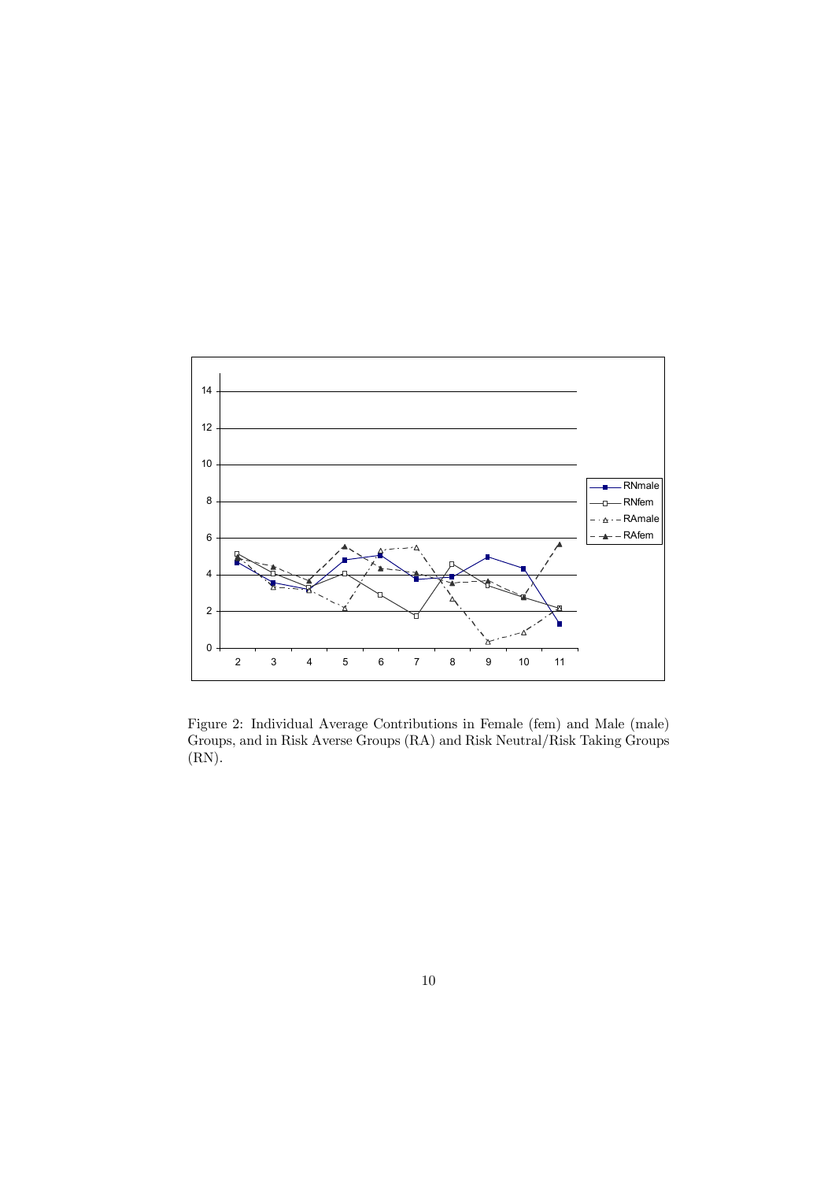Figure 2: Individual Average Contributions in Female (fem) and Male (male) Groups, and in Risk Averse Groups (RA) and Risk Neutral/Risk Taking Groups (RN).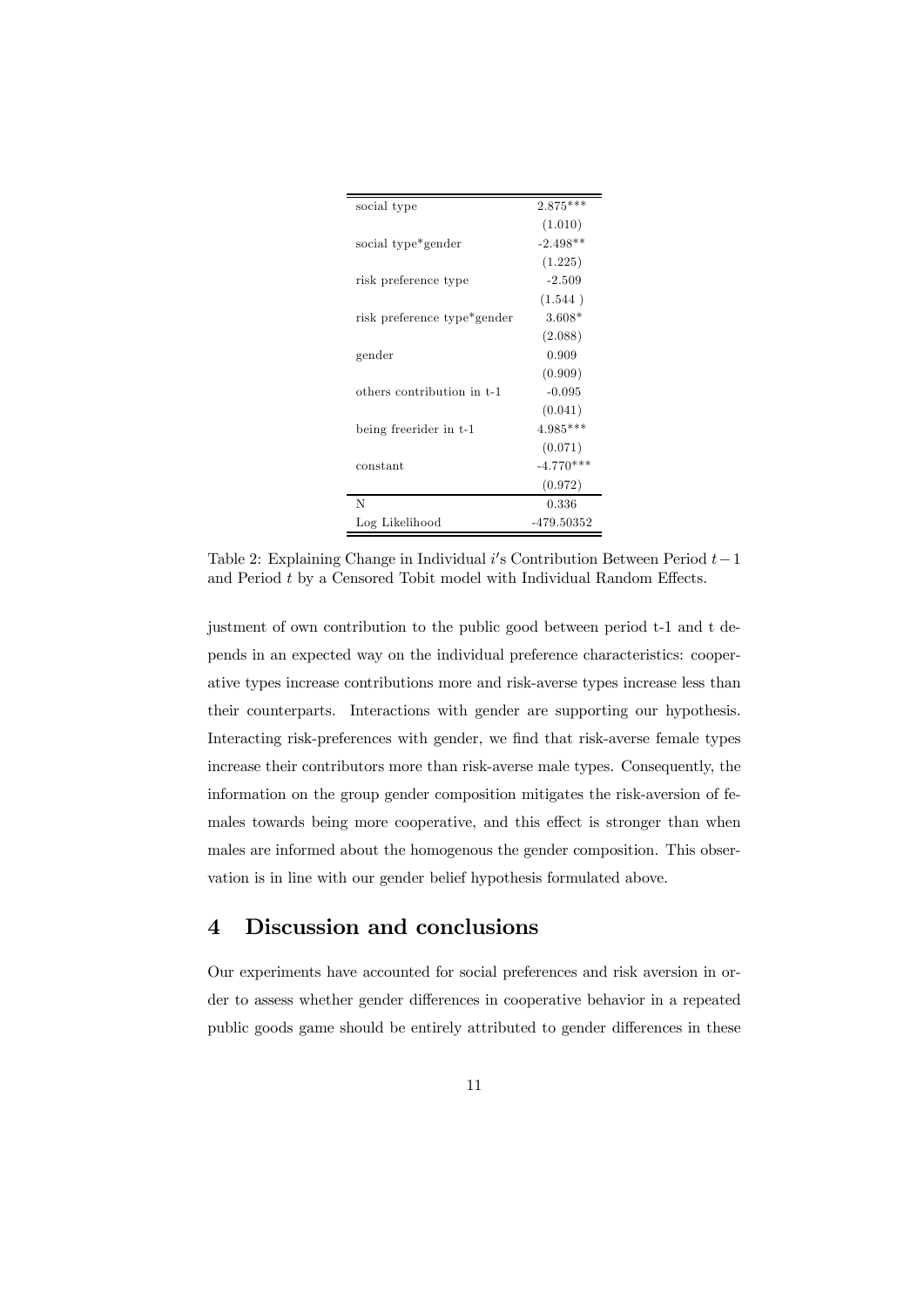| | |
|---|---|
| social type | 2.875*** |
| | (1.010) |
| social type*gender | -2.498** |
| | (1.225) |
| risk preference type | -2.509 |
| | (1.544 ) |
| risk preference type*gender | 3.608* |
| | (2.088) |
| gender | 0.909 |
| | (0.909) |
| others contribution in t-1 | -0.095 |
| | (0.041) |
| being freerider in t-1 | 4.985*** |
| | (0.071) |
| constant | -4.770*** |
| | (0.972) |
| N | 0.336 |
| Log Likelihood | -479.50352 |

Table 2: Explaining Change in Individual $i'$s Contribution Between Period $t-1$ and Period $t$ by a Censored Tobit model with Individual Random Effects.

justment of own contribution to the public good between period t-1 and t depends in an expected way on the individual preference characteristics: cooperative types increase contributions more and risk-averse types increase less than their counterparts. Interactions with gender are supporting our hypothesis. Interacting risk-preferences with gender, we find that risk-averse female types increase their contributors more than risk-averse male types. Consequently, the information on the group gender composition mitigates the risk-aversion of females towards being more cooperative, and this effect is stronger than when males are informed about the homogenous the gender composition. This observation is in line with our gender belief hypothesis formulated above.

## 4 Discussion and conclusions

Our experiments have accounted for social preferences and risk aversion in order to assess whether gender differences in cooperative behavior in a repeated public goods game should be entirely attributed to gender differences in these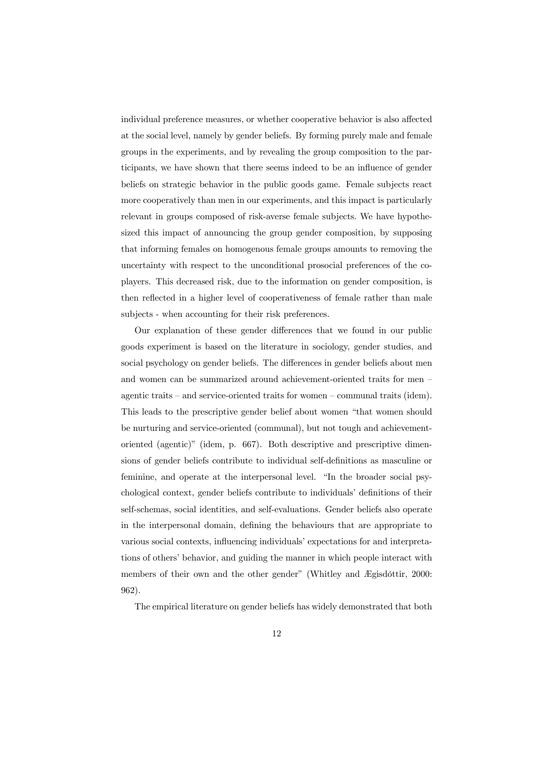individual preference measures, or whether cooperative behavior is also affected at the social level, namely by gender beliefs. By forming purely male and female groups in the experiments, and by revealing the group composition to the participants, we have shown that there seems indeed to be an influence of gender beliefs on strategic behavior in the public goods game. Female subjects react more cooperatively than men in our experiments, and this impact is particularly relevant in groups composed of risk-averse female subjects. We have hypothesized this impact of announcing the group gender composition, by supposing that informing females on homogenous female groups amounts to removing the uncertainty with respect to the unconditional prosocial preferences of the co-players. This decreased risk, due to the information on gender composition, is then reflected in a higher level of cooperativeness of female rather than male subjects - when accounting for their risk preferences.

Our explanation of these gender differences that we found in our public goods experiment is based on the literature in sociology, gender studies, and social psychology on gender beliefs. The differences in gender beliefs about men and women can be summarized around achievement-oriented traits for men – agentic traits – and service-oriented traits for women – communal traits (idem). This leads to the prescriptive gender belief about women "that women should be nurturing and service-oriented (communal), but not tough and achievement-oriented (agentic)" (idem, p. 667). Both descriptive and prescriptive dimensions of gender beliefs contribute to individual self-definitions as masculine or feminine, and operate at the interpersonal level. "In the broader social psychological context, gender beliefs contribute to individuals' definitions of their self-schemas, social identities, and self-evaluations. Gender beliefs also operate in the interpersonal domain, defining the behaviours that are appropriate to various social contexts, influencing individuals' expectations for and interpretations of others' behavior, and guiding the manner in which people interact with members of their own and the other gender" (Whitley and Ægisdóttir, 2000: 962).

The empirical literature on gender beliefs has widely demonstrated that both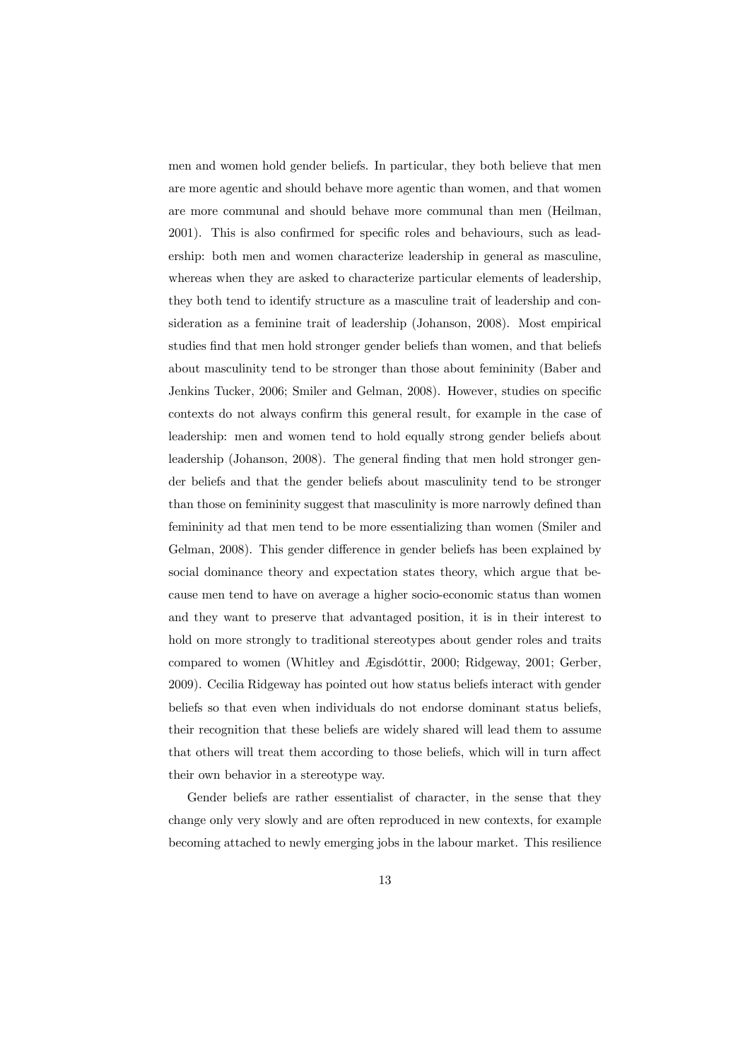men and women hold gender beliefs. In particular, they both believe that men are more agentic and should behave more agentic than women, and that women are more communal and should behave more communal than men (Heilman, 2001). This is also confirmed for specific roles and behaviours, such as leadership: both men and women characterize leadership in general as masculine, whereas when they are asked to characterize particular elements of leadership, they both tend to identify structure as a masculine trait of leadership and consideration as a feminine trait of leadership (Johanson, 2008). Most empirical studies find that men hold stronger gender beliefs than women, and that beliefs about masculinity tend to be stronger than those about femininity (Baber and Jenkins Tucker, 2006; Smiler and Gelman, 2008). However, studies on specific contexts do not always confirm this general result, for example in the case of leadership: men and women tend to hold equally strong gender beliefs about leadership (Johanson, 2008). The general finding that men hold stronger gender beliefs and that the gender beliefs about masculinity tend to be stronger than those on femininity suggest that masculinity is more narrowly defined than femininity ad that men tend to be more essentializing than women (Smiler and Gelman, 2008). This gender difference in gender beliefs has been explained by social dominance theory and expectation states theory, which argue that because men tend to have on average a higher socio-economic status than women and they want to preserve that advantaged position, it is in their interest to hold on more strongly to traditional stereotypes about gender roles and traits compared to women (Whitley and Ægisdóttir, 2000; Ridgeway, 2001; Gerber, 2009). Cecilia Ridgeway has pointed out how status beliefs interact with gender beliefs so that even when individuals do not endorse dominant status beliefs, their recognition that these beliefs are widely shared will lead them to assume that others will treat them according to those beliefs, which will in turn affect their own behavior in a stereotype way.

Gender beliefs are rather essentialist of character, in the sense that they change only very slowly and are often reproduced in new contexts, for example becoming attached to newly emerging jobs in the labour market. This resilience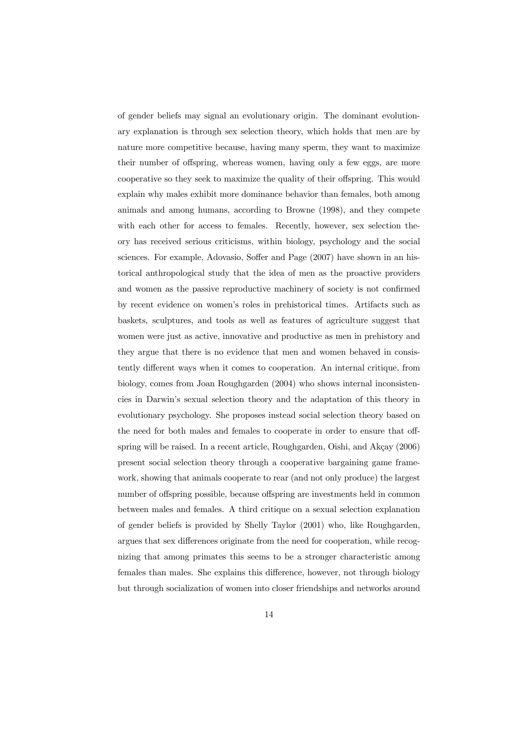of gender beliefs may signal an evolutionary origin. The dominant evolutionary explanation is through sex selection theory, which holds that men are by nature more competitive because, having many sperm, they want to maximize their number of offspring, whereas women, having only a few eggs, are more cooperative so they seek to maximize the quality of their offspring. This would explain why males exhibit more dominance behavior than females, both among animals and among humans, according to Browne (1998), and they compete with each other for access to females. Recently, however, sex selection theory has received serious criticisms, within biology, psychology and the social sciences. For example, Adovasio, Soffer and Page (2007) have shown in an historical anthropological study that the idea of men as the proactive providers and women as the passive reproductive machinery of society is not confirmed by recent evidence on women's roles in prehistorical times. Artifacts such as baskets, sculptures, and tools as well as features of agriculture suggest that women were just as active, innovative and productive as men in prehistory and they argue that there is no evidence that men and women behaved in consistently different ways when it comes to cooperation. An internal critique, from biology, comes from Joan Roughgarden (2004) who shows internal inconsistencies in Darwin's sexual selection theory and the adaptation of this theory in evolutionary psychology. She proposes instead social selection theory based on the need for both males and females to cooperate in order to ensure that offspring will be raised. In a recent article, Roughgarden, Oishi, and Akçay (2006) present social selection theory through a cooperative bargaining game framework, showing that animals cooperate to rear (and not only produce) the largest number of offspring possible, because offspring are investments held in common between males and females. A third critique on a sexual selection explanation of gender beliefs is provided by Shelly Taylor (2001) who, like Roughgarden, argues that sex differences originate from the need for cooperation, while recognizing that among primates this seems to be a stronger characteristic among females than males. She explains this difference, however, not through biology but through socialization of women into closer friendships and networks around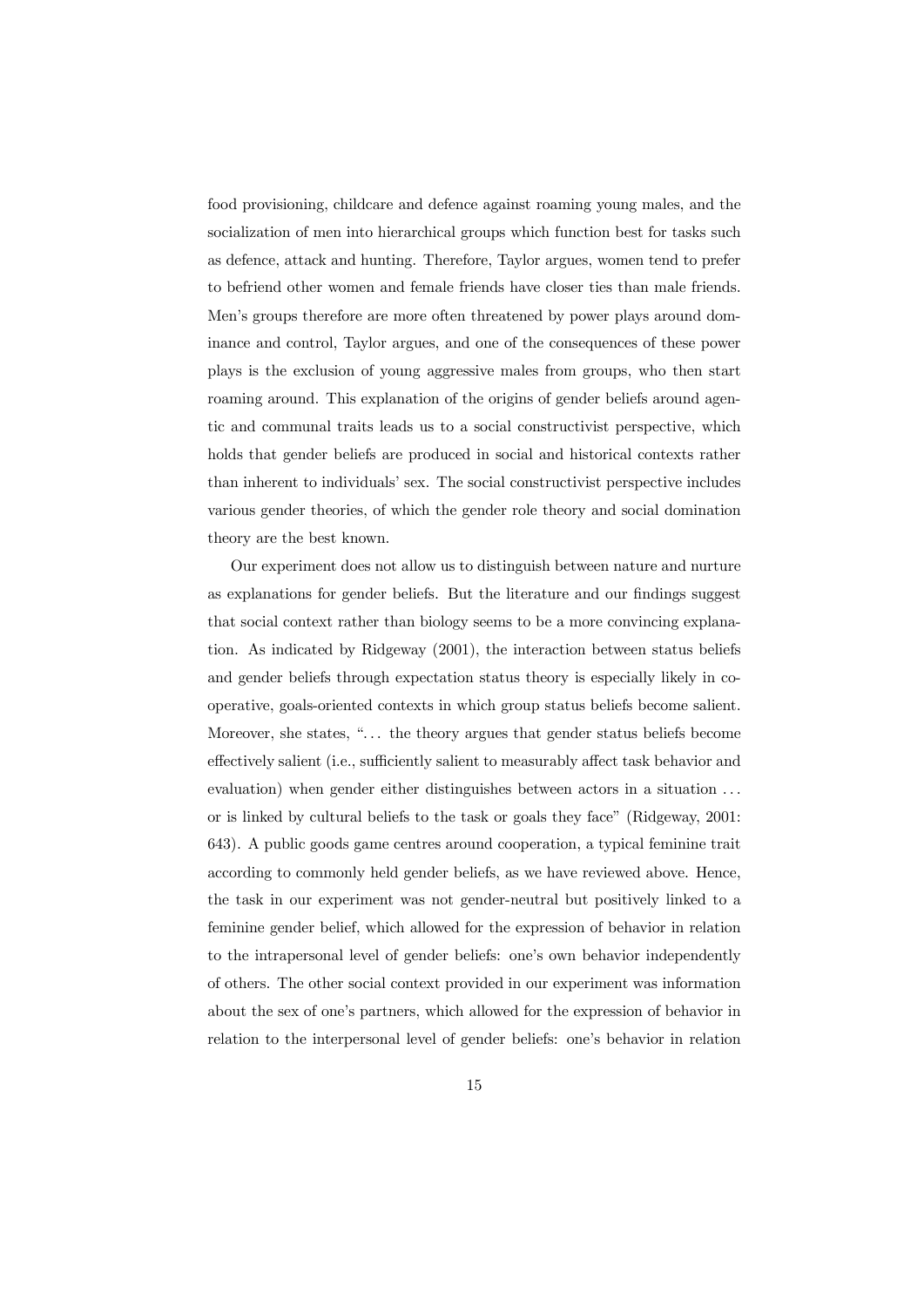food provisioning, childcare and defence against roaming young males, and the socialization of men into hierarchical groups which function best for tasks such as defence, attack and hunting. Therefore, Taylor argues, women tend to prefer to befriend other women and female friends have closer ties than male friends. Men's groups therefore are more often threatened by power plays around dominance and control, Taylor argues, and one of the consequences of these power plays is the exclusion of young aggressive males from groups, who then start roaming around. This explanation of the origins of gender beliefs around agentic and communal traits leads us to a social constructivist perspective, which holds that gender beliefs are produced in social and historical contexts rather than inherent to individuals' sex. The social constructivist perspective includes various gender theories, of which the gender role theory and social domination theory are the best known.

Our experiment does not allow us to distinguish between nature and nurture as explanations for gender beliefs. But the literature and our findings suggest that social context rather than biology seems to be a more convincing explanation. As indicated by Ridgeway (2001), the interaction between status beliefs and gender beliefs through expectation status theory is especially likely in cooperative, goals-oriented contexts in which group status beliefs become salient. Moreover, she states, "... the theory argues that gender status beliefs become effectively salient (i.e., sufficiently salient to measurably affect task behavior and evaluation) when gender either distinguishes between actors in a situation ... or is linked by cultural beliefs to the task or goals they face" (Ridgeway, 2001: 643). A public goods game centres around cooperation, a typical feminine trait according to commonly held gender beliefs, as we have reviewed above. Hence, the task in our experiment was not gender-neutral but positively linked to a feminine gender belief, which allowed for the expression of behavior in relation to the intrapersonal level of gender beliefs: one's own behavior independently of others. The other social context provided in our experiment was information about the sex of one's partners, which allowed for the expression of behavior in relation to the interpersonal level of gender beliefs: one's behavior in relation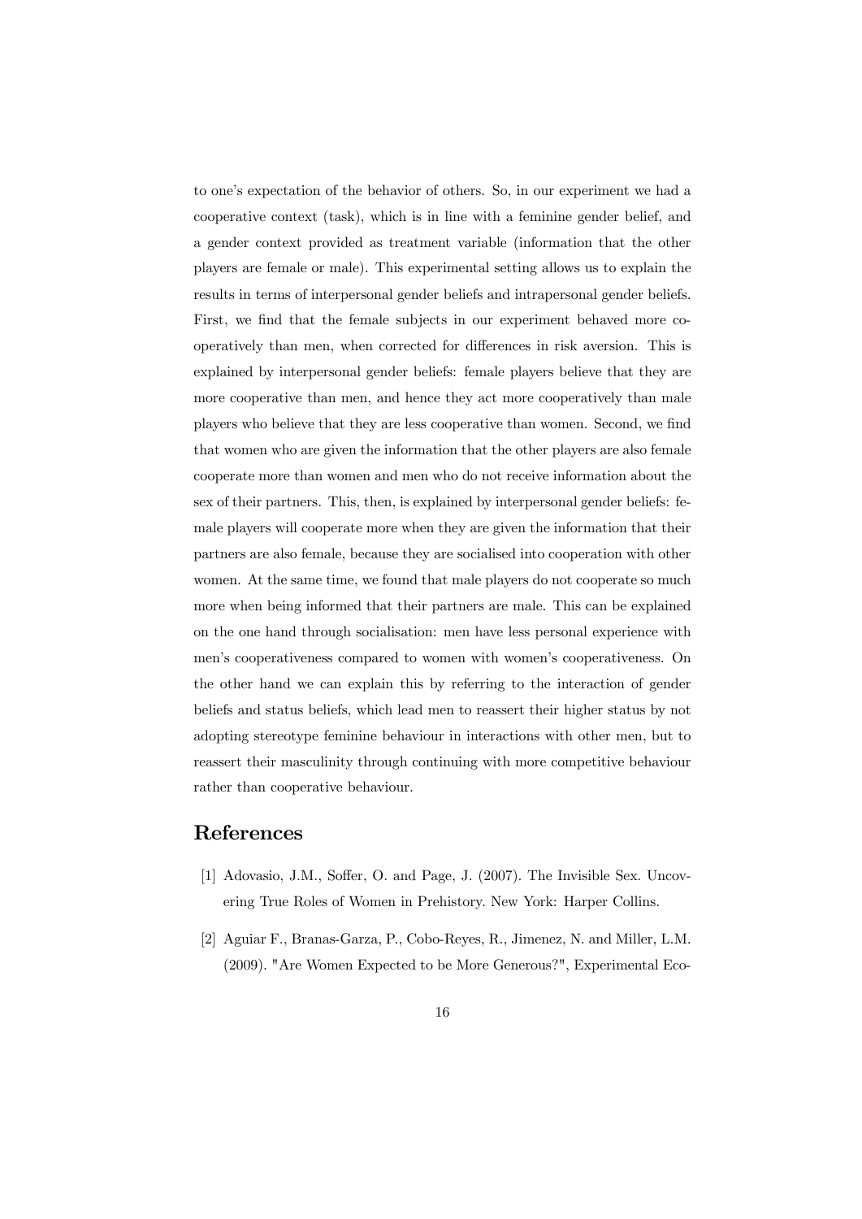to one's expectation of the behavior of others. So, in our experiment we had a cooperative context (task), which is in line with a feminine gender belief, and a gender context provided as treatment variable (information that the other players are female or male). This experimental setting allows us to explain the results in terms of interpersonal gender beliefs and intrapersonal gender beliefs. First, we find that the female subjects in our experiment behaved more cooperatively than men, when corrected for differences in risk aversion. This is explained by interpersonal gender beliefs: female players believe that they are more cooperative than men, and hence they act more cooperatively than male players who believe that they are less cooperative than women. Second, we find that women who are given the information that the other players are also female cooperate more than women and men who do not receive information about the sex of their partners. This, then, is explained by interpersonal gender beliefs: female players will cooperate more when they are given the information that their partners are also female, because they are socialised into cooperation with other women. At the same time, we found that male players do not cooperate so much more when being informed that their partners are male. This can be explained on the one hand through socialisation: men have less personal experience with men's cooperativeness compared to women with women's cooperativeness. On the other hand we can explain this by referring to the interaction of gender beliefs and status beliefs, which lead men to reassert their higher status by not adopting stereotype feminine behaviour in interactions with other men, but to reassert their masculinity through continuing with more competitive behaviour rather than cooperative behaviour.

# References

[1] Adovasio, J.M., Soffer, O. and Page, J. (2007). The Invisible Sex. Uncovering True Roles of Women in Prehistory. New York: Harper Collins.

[2] Aguiar F., Branas-Garza, P., Cobo-Reyes, R., Jimenez, N. and Miller, L.M. (2009). "Are Women Expected to be More Generous?", Experimental Eco-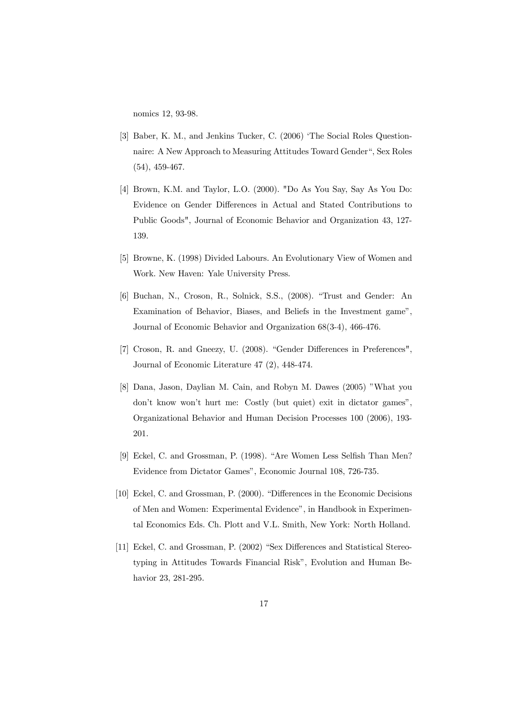nomics 12, 93-98.

[3] Baber, K. M., and Jenkins Tucker, C. (2006) 'The Social Roles Questionnaire: A New Approach to Measuring Attitudes Toward Gender", Sex Roles (54), 459-467.

[4] Brown, K.M. and Taylor, L.O. (2000). "Do As You Say, Say As You Do: Evidence on Gender Differences in Actual and Stated Contributions to Public Goods", Journal of Economic Behavior and Organization 43, 127-139.

[5] Browne, K. (1998) Divided Labours. An Evolutionary View of Women and Work. New Haven: Yale University Press.

[6] Buchan, N., Croson, R., Solnick, S.S., (2008). "Trust and Gender: An Examination of Behavior, Biases, and Beliefs in the Investment game", Journal of Economic Behavior and Organization 68(3-4), 466-476.

[7] Croson, R. and Gneezy, U. (2008). "Gender Differences in Preferences", Journal of Economic Literature 47 (2), 448-474.

[8] Dana, Jason, Daylian M. Cain, and Robyn M. Dawes (2005) "What you don't know won't hurt me: Costly (but quiet) exit in dictator games", Organizational Behavior and Human Decision Processes 100 (2006), 193-201.

[9] Eckel, C. and Grossman, P. (1998). "Are Women Less Selfish Than Men? Evidence from Dictator Games", Economic Journal 108, 726-735.

[10] Eckel, C. and Grossman, P. (2000). "Differences in the Economic Decisions of Men and Women: Experimental Evidence", in Handbook in Experimental Economics Eds. Ch. Plott and V.L. Smith, New York: North Holland.

[11] Eckel, C. and Grossman, P. (2002) "Sex Differences and Statistical Stereotyping in Attitudes Towards Financial Risk", Evolution and Human Behavior 23, 281-295.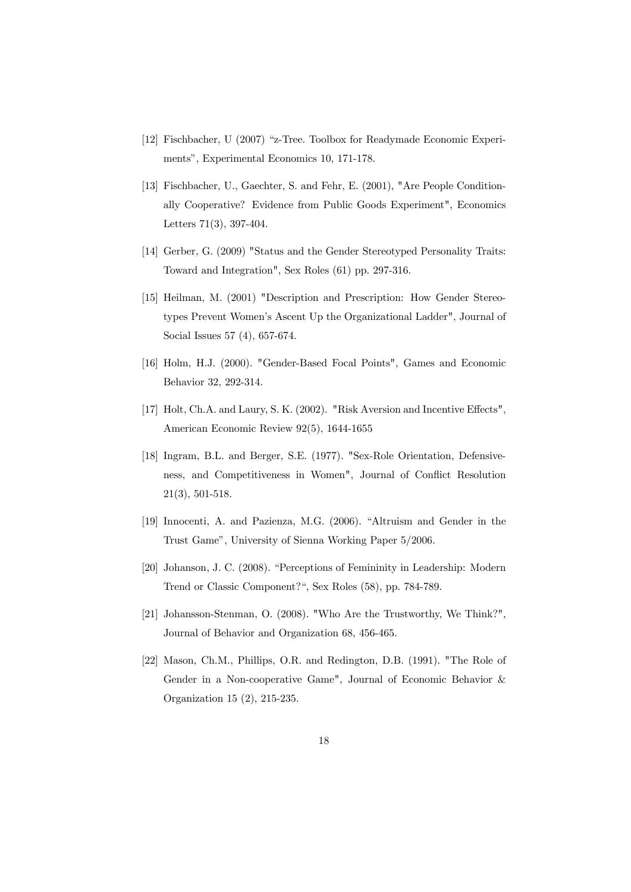[12] Fischbacher, U (2007) "z-Tree. Toolbox for Readymade Economic Experiments", Experimental Economics 10, 171-178.

[13] Fischbacher, U., Gaechter, S. and Fehr, E. (2001), "Are People Conditionally Cooperative? Evidence from Public Goods Experiment", Economics Letters 71(3), 397-404.

[14] Gerber, G. (2009) "Status and the Gender Stereotyped Personality Traits: Toward and Integration", Sex Roles (61) pp. 297-316.

[15] Heilman, M. (2001) "Description and Prescription: How Gender Stereotypes Prevent Women's Ascent Up the Organizational Ladder", Journal of Social Issues 57 (4), 657-674.

[16] Holm, H.J. (2000). "Gender-Based Focal Points", Games and Economic Behavior 32, 292-314.

[17] Holt, Ch.A. and Laury, S. K. (2002). "Risk Aversion and Incentive Effects", American Economic Review 92(5), 1644-1655

[18] Ingram, B.L. and Berger, S.E. (1977). "Sex-Role Orientation, Defensiveness, and Competitiveness in Women", Journal of Conflict Resolution 21(3), 501-518.

[19] Innocenti, A. and Pazienza, M.G. (2006). "Altruism and Gender in the Trust Game", University of Sienna Working Paper 5/2006.

[20] Johanson, J. C. (2008). "Perceptions of Femininity in Leadership: Modern Trend or Classic Component?", Sex Roles (58), pp. 784-789.

[21] Johansson-Stenman, O. (2008). "Who Are the Trustworthy, We Think?", Journal of Behavior and Organization 68, 456-465.

[22] Mason, Ch.M., Phillips, O.R. and Redington, D.B. (1991). "The Role of Gender in a Non-cooperative Game", Journal of Economic Behavior & Organization 15 (2), 215-235.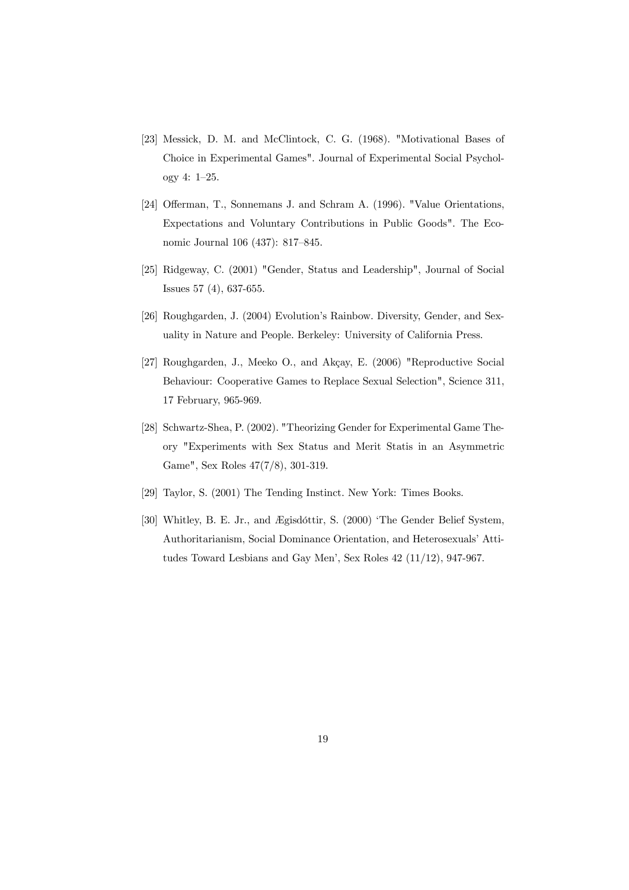[23] Messick, D. M. and McClintock, C. G. (1968). "Motivational Bases of Choice in Experimental Games". Journal of Experimental Social Psychology 4: 1–25.

[24] Offerman, T., Sonnemans J. and Schram A. (1996). "Value Orientations, Expectations and Voluntary Contributions in Public Goods". The Economic Journal 106 (437): 817–845.

[25] Ridgeway, C. (2001) "Gender, Status and Leadership", Journal of Social Issues 57 (4), 637-655.

[26] Roughgarden, J. (2004) Evolution's Rainbow. Diversity, Gender, and Sexuality in Nature and People. Berkeley: University of California Press.

[27] Roughgarden, J., Meeko O., and Akçay, E. (2006) "Reproductive Social Behaviour: Cooperative Games to Replace Sexual Selection", Science 311, 17 February, 965-969.

[28] Schwartz-Shea, P. (2002). "Theorizing Gender for Experimental Game Theory "Experiments with Sex Status and Merit Statis in an Asymmetric Game", Sex Roles 47(7/8), 301-319.

[29] Taylor, S. (2001) The Tending Instinct. New York: Times Books.

[30] Whitley, B. E. Jr., and Ægisdóttir, S. (2000) 'The Gender Belief System, Authoritarianism, Social Dominance Orientation, and Heterosexuals' Attitudes Toward Lesbians and Gay Men', Sex Roles 42 (11/12), 947-967.